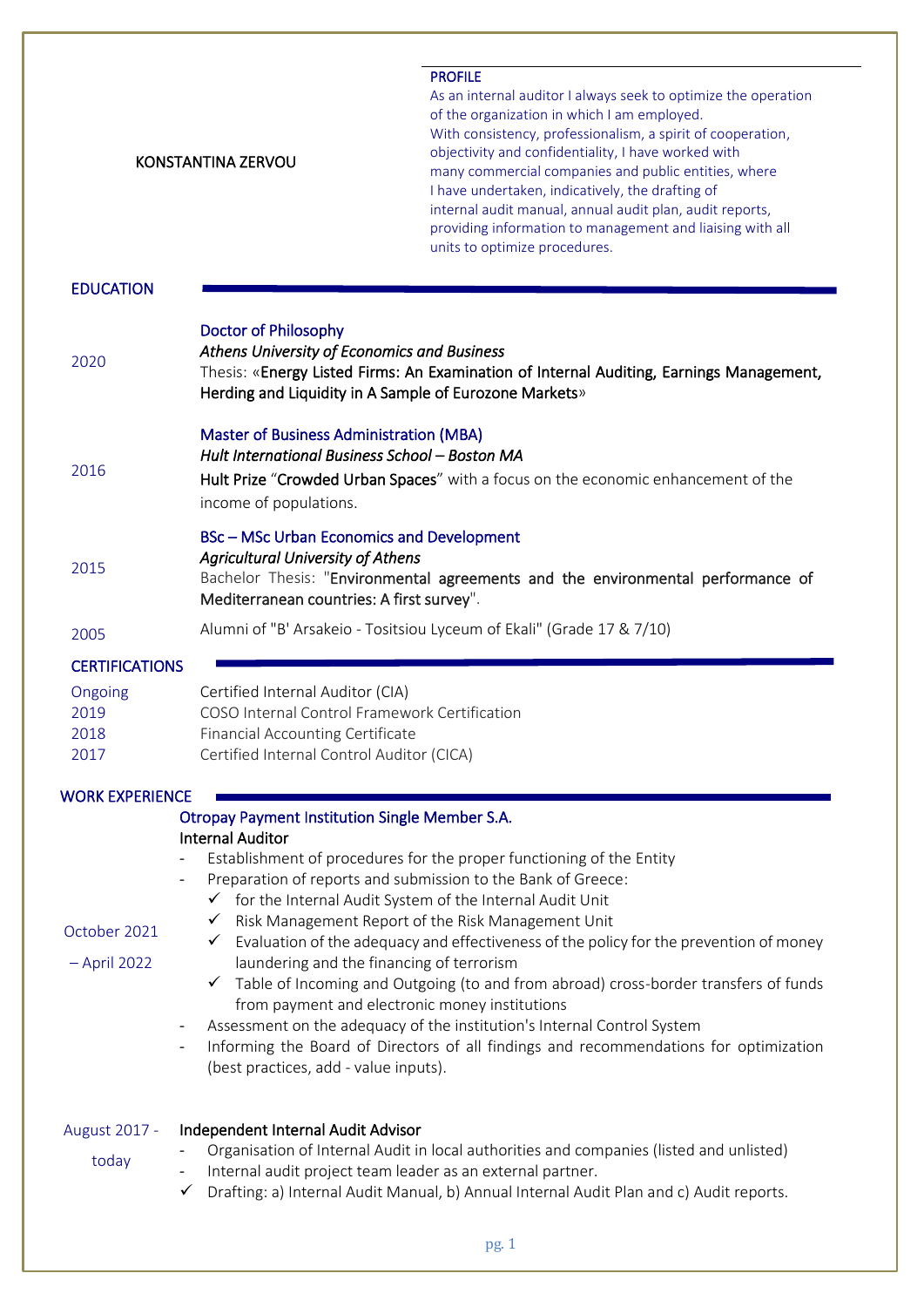# KONSTANTINA ZERVOU

## PROFILE

As an internal auditor I always seek to optimize the operation of the organization in which I am employed.
With consistency, professionalism, a spirit of cooperation, objectivity and confidentiality, I have worked with many commercial companies and public entities, where I have undertaken, indicatively, the drafting of internal audit manual, annual audit plan, audit reports, providing information to management and liaising with all units to optimize procedures.

## EDUCATION

**2020**

Doctor of Philosophy
*Athens University of Economics and Business*
Thesis: «**Energy Listed Firms: An Examination of Internal Auditing, Earnings Management, Herding and Liquidity in A Sample of Eurozone Markets**»

**2016**

Master of Business Administration (MBA)
*Hult International Business School – Boston MA*
**Hult Prize** "**Crowded Urban Spaces**" with a focus on the economic enhancement of the income of populations.

**2015**

BSc – MSc Urban Economics and Development
*Agricultural University of Athens*
Bachelor Thesis: "**Environmental agreements and the environmental performance of Mediterranean countries: A first survey**".

**2005**

Alumni of "B' Arsakeio - Tositsiou Lyceum of Ekali" (Grade 17 & 7/10)

## CERTIFICATIONS

| | |
|---|---|
| Ongoing | Certified Internal Auditor (CIA) |
| 2019 | COSO Internal Control Framework Certification |
| 2018 | Financial Accounting Certificate |
| 2017 | Certified Internal Control Auditor (CICA) |

## WORK EXPERIENCE

**October 2021 – April 2022**

Otropay Payment Institution Single Member S.A.
**Internal Auditor**

- Establishment of procedures for the proper functioning of the Entity
- Preparation of reports and submission to the Bank of Greece:
  - ✓ for the Internal Audit System of the Internal Audit Unit
  - ✓ Risk Management Report of the Risk Management Unit
  - ✓ Evaluation of the adequacy and effectiveness of the policy for the prevention of money laundering and the financing of terrorism
  - ✓ Table of Incoming and Outgoing (to and from abroad) cross-border transfers of funds from payment and electronic money institutions
- Assessment on the adequacy of the institution's Internal Control System
- Informing the Board of Directors of all findings and recommendations for optimization (best practices, add - value inputs).

**August 2017 - today**

**Independent Internal Audit Advisor**

- Organisation of Internal Audit in local authorities and companies (listed and unlisted)
- Internal audit project team leader as an external partner.
- ✓ Drafting: a) Internal Audit Manual, b) Annual Internal Audit Plan and c) Audit reports.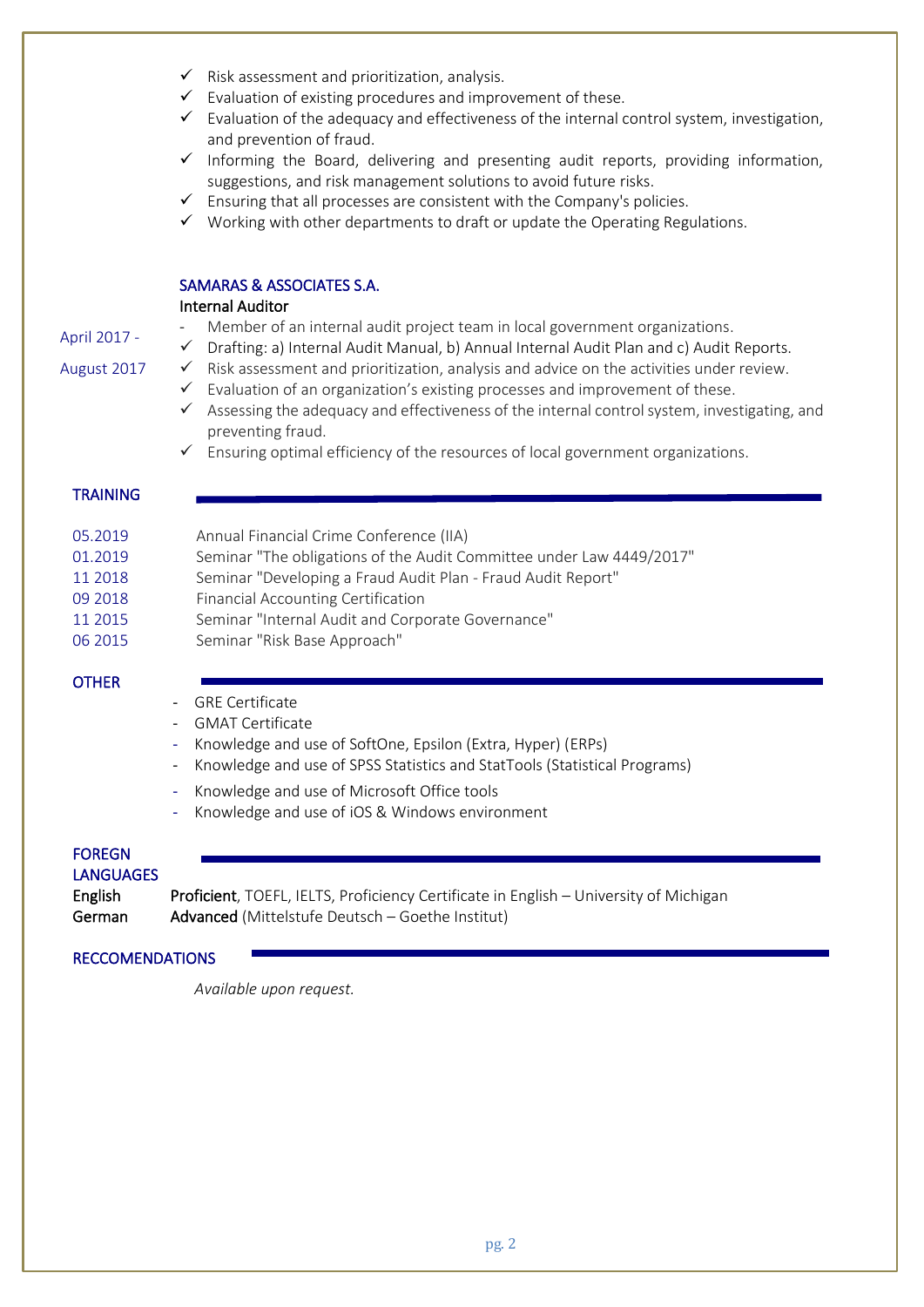- ✓ Risk assessment and prioritization, analysis.
- ✓ Evaluation of existing procedures and improvement of these.
- ✓ Evaluation of the adequacy and effectiveness of the internal control system, investigation, and prevention of fraud.
- ✓ Informing the Board, delivering and presenting audit reports, providing information, suggestions, and risk management solutions to avoid future risks.
- ✓ Ensuring that all processes are consistent with the Company's policies.
- ✓ Working with other departments to draft or update the Operating Regulations.

**SAMARAS & ASSOCIATES S.A.**
**Internal Auditor**

April 2017 - August 2017

- Member of an internal audit project team in local government organizations.
- ✓ Drafting: a) Internal Audit Manual, b) Annual Internal Audit Plan and c) Audit Reports.
- ✓ Risk assessment and prioritization, analysis and advice on the activities under review.
- ✓ Evaluation of an organization's existing processes and improvement of these.
- ✓ Assessing the adequacy and effectiveness of the internal control system, investigating, and preventing fraud.
- ✓ Ensuring optimal efficiency of the resources of local government organizations.

## TRAINING

| | |
|---|---|
| 05.2019 | Annual Financial Crime Conference (IIA) |
| 01.2019 | Seminar "The obligations of the Audit Committee under Law 4449/2017" |
| 11 2018 | Seminar "Developing a Fraud Audit Plan - Fraud Audit Report" |
| 09 2018 | Financial Accounting Certification |
| 11 2015 | Seminar "Internal Audit and Corporate Governance" |
| 06 2015 | Seminar "Risk Base Approach" |

## OTHER

- GRE Certificate
- GMAT Certificate
- Knowledge and use of SoftOne, Epsilon (Extra, Hyper) (ERPs)
- Knowledge and use of SPSS Statistics and StatTools (Statistical Programs)
- Knowledge and use of Microsoft Office tools
- Knowledge and use of iOS & Windows environment

## FOREGN LANGUAGES

**English** — **Proficient**, TOEFL, IELTS, Proficiency Certificate in English – University of Michigan
**German** — **Advanced** (Mittelstufe Deutsch – Goethe Institut)

## RECCOMENDATIONS

*Available upon request.*